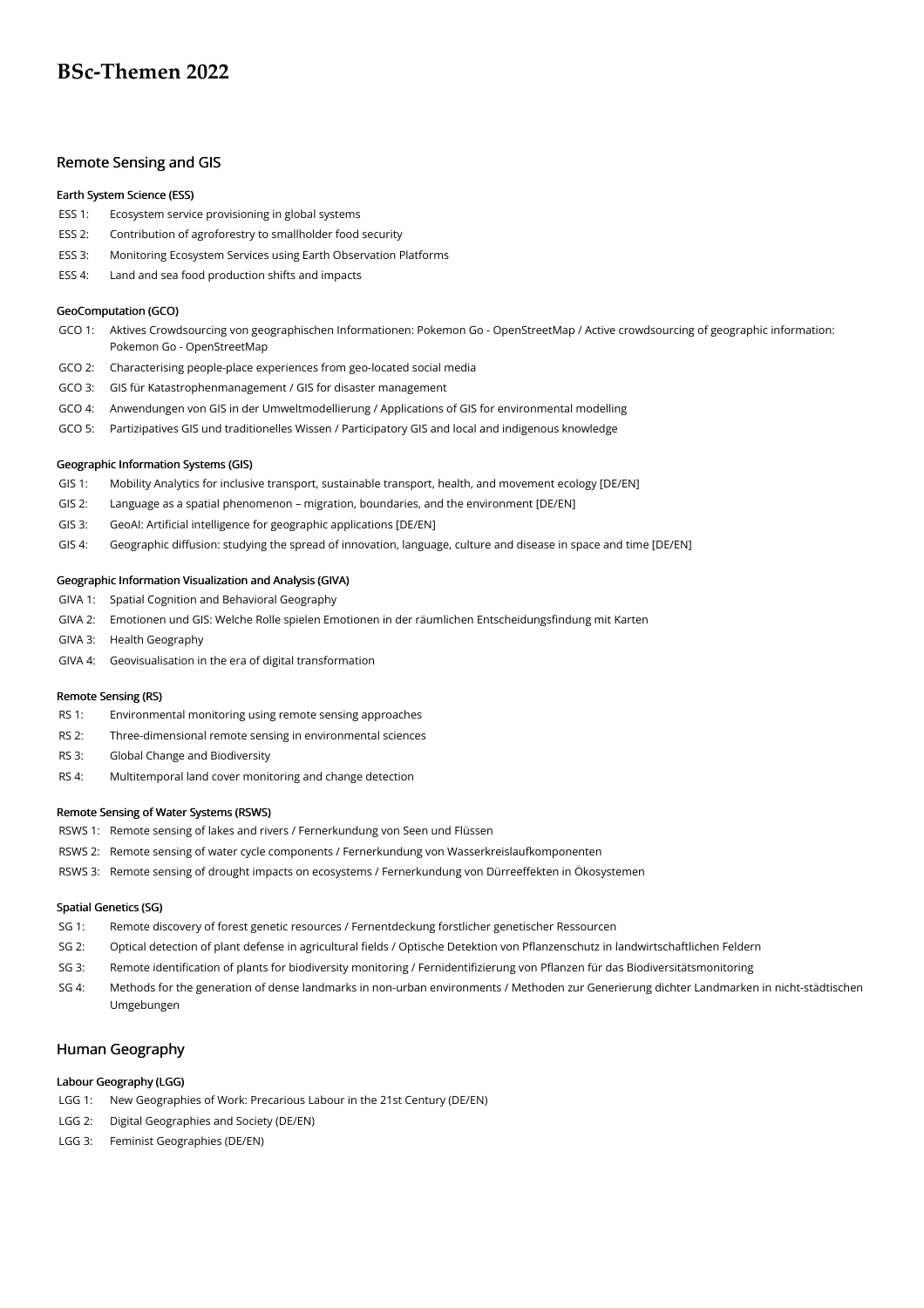# BSc-Themen 2022

## Remote Sensing and GIS

### Earth System Science (ESS)

- ESS 1: Ecosystem service provisioning in global systems
- ESS 2: Contribution of agroforestry to smallholder food security
- ESS 3: Monitoring Ecosystem Services using Earth Observation Platforms
- ESS 4: Land and sea food production shifts and impacts

### GeoComputation (GCO)

- GCO 1: Aktives Crowdsourcing von geographischen Informationen: Pokemon Go - OpenStreetMap / Active crowdsourcing of geographic information: Pokemon Go - OpenStreetMap
- GCO 2: Characterising people-place experiences from geo-located social media
- GCO 3: GIS für Katastrophenmanagement / GIS for disaster management
- GCO 4: Anwendungen von GIS in der Umweltmodellierung / Applications of GIS for environmental modelling
- GCO 5: Partizipatives GIS und traditionelles Wissen / Participatory GIS and local and indigenous knowledge

### Geographic Information Systems (GIS)

- GIS 1: Mobility Analytics for inclusive transport, sustainable transport, health, and movement ecology [DE/EN]
- GIS 2: Language as a spatial phenomenon – migration, boundaries, and the environment [DE/EN]
- GIS 3: GeoAI: Artificial intelligence for geographic applications [DE/EN]
- GIS 4: Geographic diffusion: studying the spread of innovation, language, culture and disease in space and time [DE/EN]

### Geographic Information Visualization and Analysis (GIVA)

- GIVA 1: Spatial Cognition and Behavioral Geography
- GIVA 2: Emotionen und GIS: Welche Rolle spielen Emotionen in der räumlichen Entscheidungsfindung mit Karten
- GIVA 3: Health Geography
- GIVA 4: Geovisualisation in the era of digital transformation

### Remote Sensing (RS)

- RS 1: Environmental monitoring using remote sensing approaches
- RS 2: Three-dimensional remote sensing in environmental sciences
- RS 3: Global Change and Biodiversity
- RS 4: Multitemporal land cover monitoring and change detection

### Remote Sensing of Water Systems (RSWS)

- RSWS 1: Remote sensing of lakes and rivers / Fernerkundung von Seen und Flüssen
- RSWS 2: Remote sensing of water cycle components / Fernerkundung von Wasserkreislaufkomponenten
- RSWS 3: Remote sensing of drought impacts on ecosystems / Fernerkundung von Dürreeffekten in Ökosystemen

### Spatial Genetics (SG)

- SG 1: Remote discovery of forest genetic resources / Fernentdeckung forstlicher genetischer Ressourcen
- SG 2: Optical detection of plant defense in agricultural fields / Optische Detektion von Pflanzenschutz in landwirtschaftlichen Feldern
- SG 3: Remote identification of plants for biodiversity monitoring / Fernidentifizierung von Pflanzen für das Biodiversitätsmonitoring
- SG 4: Methods for the generation of dense landmarks in non-urban environments / Methoden zur Generierung dichter Landmarken in nicht-städtischen Umgebungen

## Human Geography

### Labour Geography (LGG)

- LGG 1: New Geographies of Work: Precarious Labour in the 21st Century (DE/EN)
- LGG 2: Digital Geographies and Society (DE/EN)
- LGG 3: Feminist Geographies (DE/EN)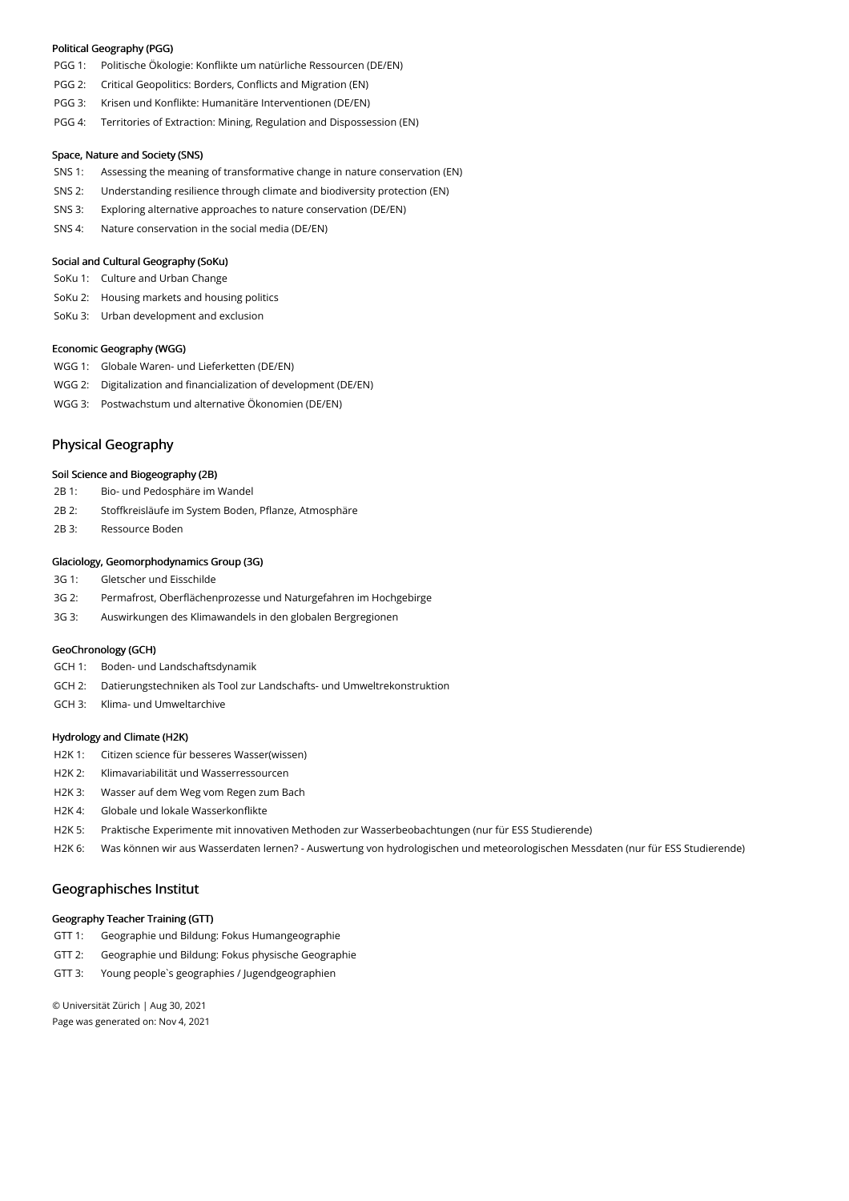#### Political Geography (PGG)

- PGG 1: Politische Ökologie: Konflikte um natürliche Ressourcen (DE/EN)
- PGG 2: Critical Geopolitics: Borders, Conflicts and Migration (EN)
- PGG 3: Krisen und Konflikte: Humanitäre Interventionen (DE/EN)
- PGG 4: Territories of Extraction: Mining, Regulation and Dispossession (EN)

#### Space, Nature and Society (SNS)

- SNS 1: Assessing the meaning of transformative change in nature conservation (EN)
- SNS 2: Understanding resilience through climate and biodiversity protection (EN)
- SNS 3: Exploring alternative approaches to nature conservation (DE/EN)
- SNS 4: Nature conservation in the social media (DE/EN)

#### Social and Cultural Geography (SoKu)

- SoKu 1: Culture and Urban Change
- SoKu 2: Housing markets and housing politics
- SoKu 3: Urban development and exclusion

#### Economic Geography (WGG)

- WGG 1: Globale Waren- und Lieferketten (DE/EN)
- WGG 2: Digitalization and financialization of development (DE/EN)
- WGG 3: Postwachstum und alternative Ökonomien (DE/EN)

## Physical Geography

#### Soil Science and Biogeography (2B)

- 2B 1: Bio- und Pedosphäre im Wandel
- 2B 2: Stoffkreisläufe im System Boden, Pflanze, Atmosphäre
- 2B 3: Ressource Boden

#### Glaciology, Geomorphodynamics Group (3G)

- 3G 1: Gletscher und Eisschilde
- 3G 2: Permafrost, Oberflächenprozesse und Naturgefahren im Hochgebirge
- 3G 3: Auswirkungen des Klimawandels in den globalen Bergregionen

#### GeoChronology (GCH)

- GCH 1: Boden- und Landschaftsdynamik
- GCH 2: Datierungstechniken als Tool zur Landschafts- und Umweltrekonstruktion
- GCH 3: Klima- und Umweltarchive

#### Hydrology and Climate (H2K)

- H2K 1: Citizen science für besseres Wasser(wissen)
- H2K 2: Klimavariabilität und Wasserressourcen
- H2K 3: Wasser auf dem Weg vom Regen zum Bach
- H2K 4: Globale und lokale Wasserkonflikte
- H2K 5: Praktische Experimente mit innovativen Methoden zur Wasserbeobachtungen (nur für ESS Studierende)
- H2K 6: Was können wir aus Wasserdaten lernen? - Auswertung von hydrologischen und meteorologischen Messdaten (nur für ESS Studierende)

## Geographisches Institut

#### Geography Teacher Training (GTT)

- GTT 1: Geographie und Bildung: Fokus Humangeographie
- GTT 2: Geographie und Bildung: Fokus physische Geographie
- GTT 3: Young people`s geographies / Jugendgeographien

© Universität Zürich | Aug 30, 2021

Page was generated on: Nov 4, 2021